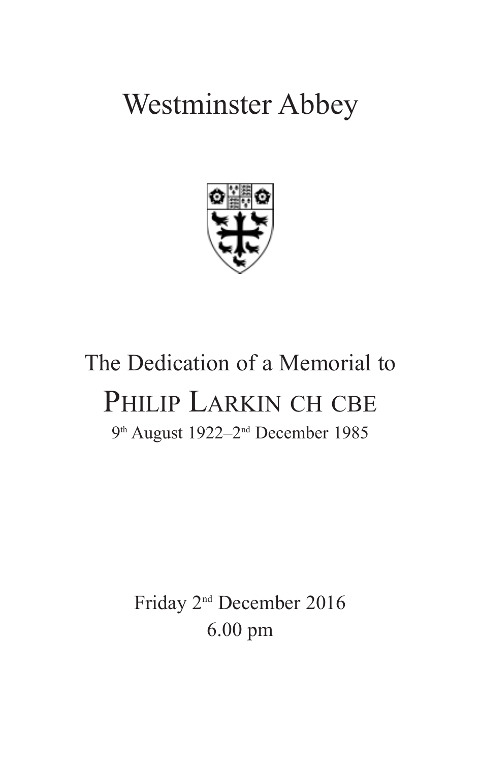# Westminster Abbey

## The Dedication of a Memorial to

# Philip Larkin CH CBE

9th August 1922–2nd December 1985

Friday 2nd December 2016

6.00 pm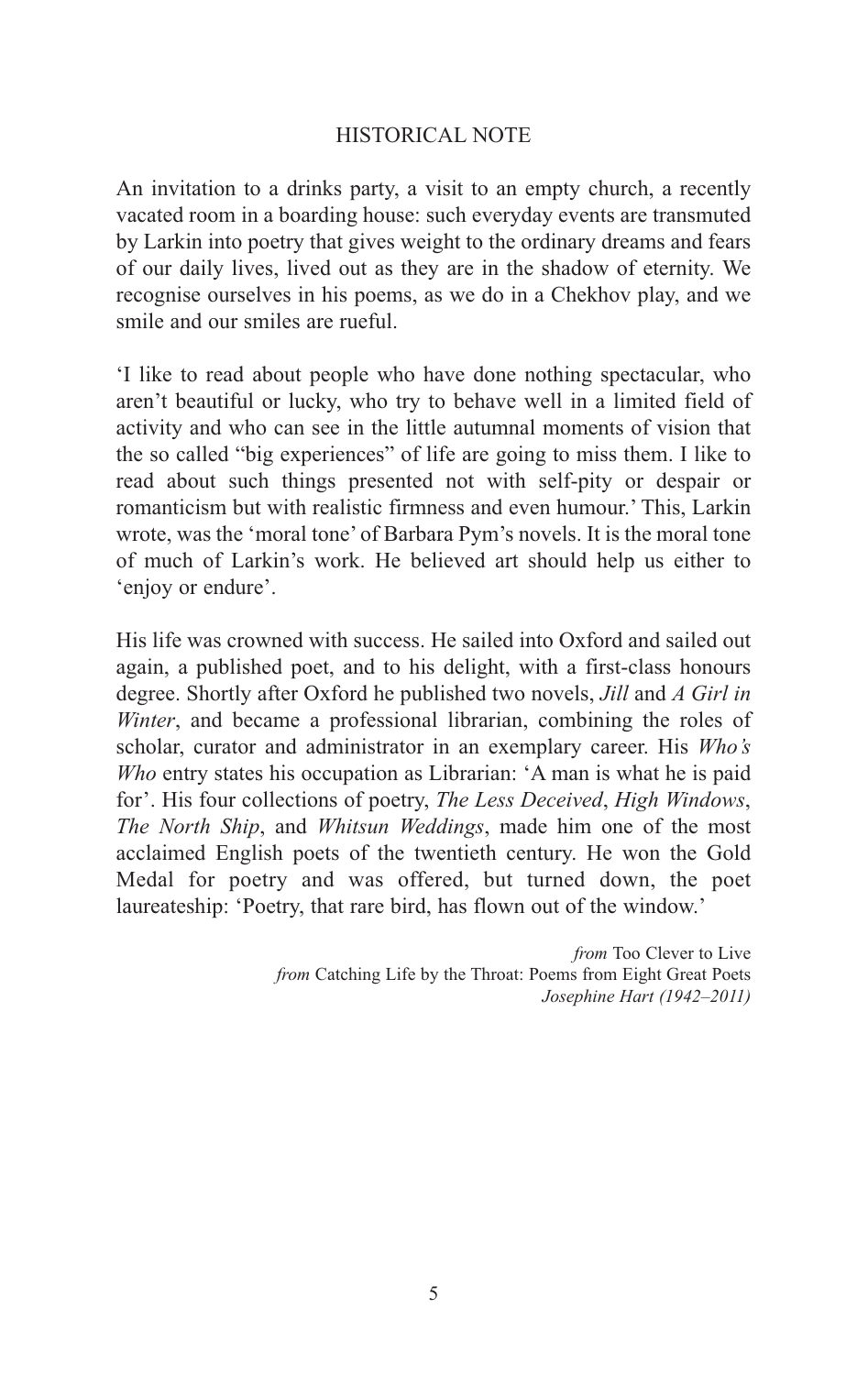## HISTORICAL NOTE

An invitation to a drinks party, a visit to an empty church, a recently vacated room in a boarding house: such everyday events are transmuted by Larkin into poetry that gives weight to the ordinary dreams and fears of our daily lives, lived out as they are in the shadow of eternity. We recognise ourselves in his poems, as we do in a Chekhov play, and we smile and our smiles are rueful.

'I like to read about people who have done nothing spectacular, who aren't beautiful or lucky, who try to behave well in a limited field of activity and who can see in the little autumnal moments of vision that the so called "big experiences" of life are going to miss them. I like to read about such things presented not with self-pity or despair or romanticism but with realistic firmness and even humour.' This, Larkin wrote, was the 'moral tone' of Barbara Pym's novels. It is the moral tone of much of Larkin's work. He believed art should help us either to 'enjoy or endure'.

His life was crowned with success. He sailed into Oxford and sailed out again, a published poet, and to his delight, with a first-class honours degree. Shortly after Oxford he published two novels, *Jill* and *A Girl in Winter*, and became a professional librarian, combining the roles of scholar, curator and administrator in an exemplary career. His *Who's Who* entry states his occupation as Librarian: 'A man is what he is paid for'. His four collections of poetry, *The Less Deceived*, *High Windows*, *The North Ship*, and *Whitsun Weddings*, made him one of the most acclaimed English poets of the twentieth century. He won the Gold Medal for poetry and was offered, but turned down, the poet laureateship: 'Poetry, that rare bird, has flown out of the window.'

*from* Too Clever to Live  
*from* Catching Life by the Throat: Poems from Eight Great Poets  
*Josephine Hart (1942–2011)*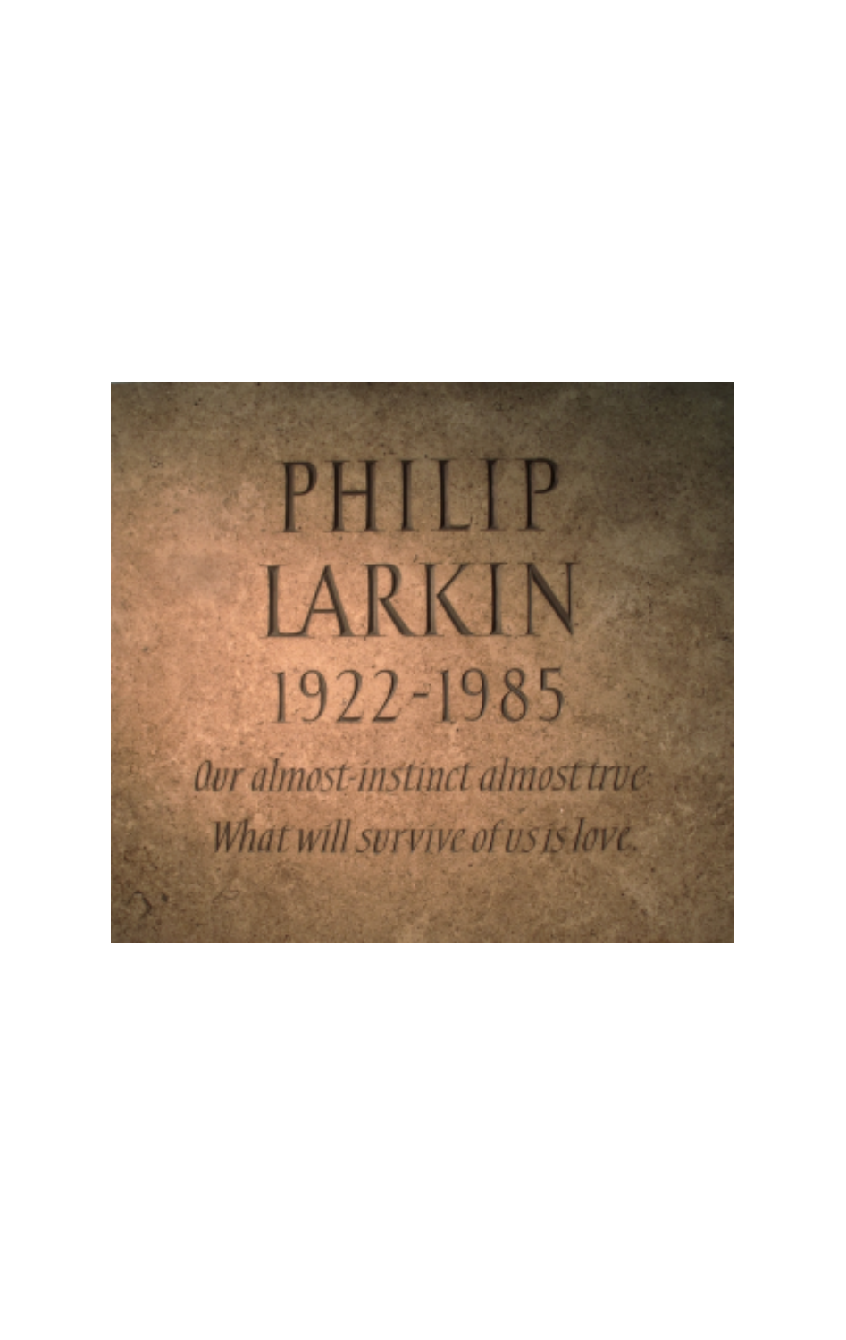PHILIP
LARKIN
1922-1985

*Our almost-instinct almost true:*
*What will survive of us is love.*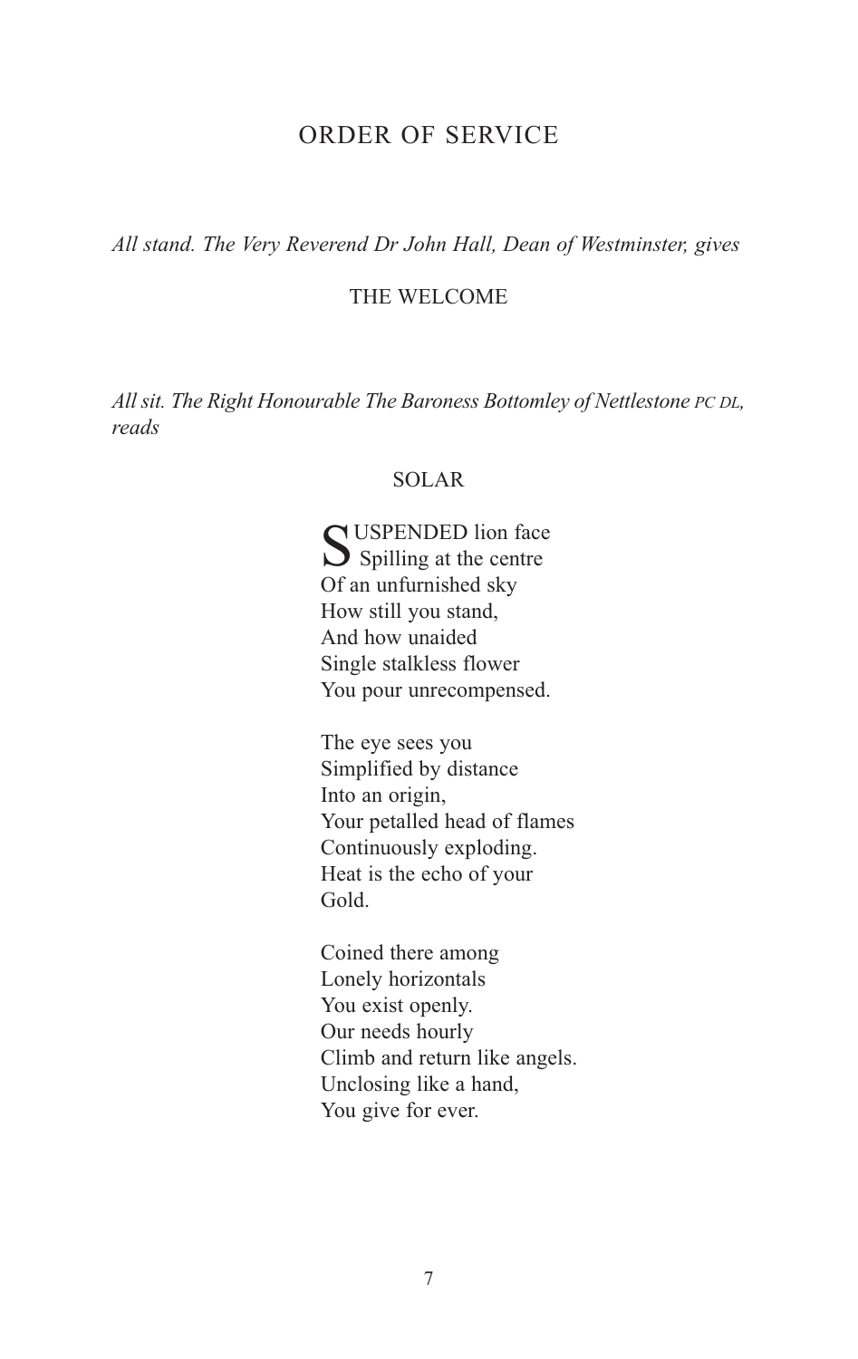# ORDER OF SERVICE

*All stand. The Very Reverend Dr John Hall, Dean of Westminster, gives*

## THE WELCOME

*All sit. The Right Honourable The Baroness Bottomley of Nettlestone PC DL, reads*

## SOLAR

SUSPENDED lion face  
Spilling at the centre  
Of an unfurnished sky  
How still you stand,  
And how unaided  
Single stalkless flower  
You pour unrecompensed.

The eye sees you  
Simplified by distance  
Into an origin,  
Your petalled head of flames  
Continuously exploding.  
Heat is the echo of your  
Gold.

Coined there among  
Lonely horizontals  
You exist openly.  
Our needs hourly  
Climb and return like angels.  
Unclosing like a hand,  
You give for ever.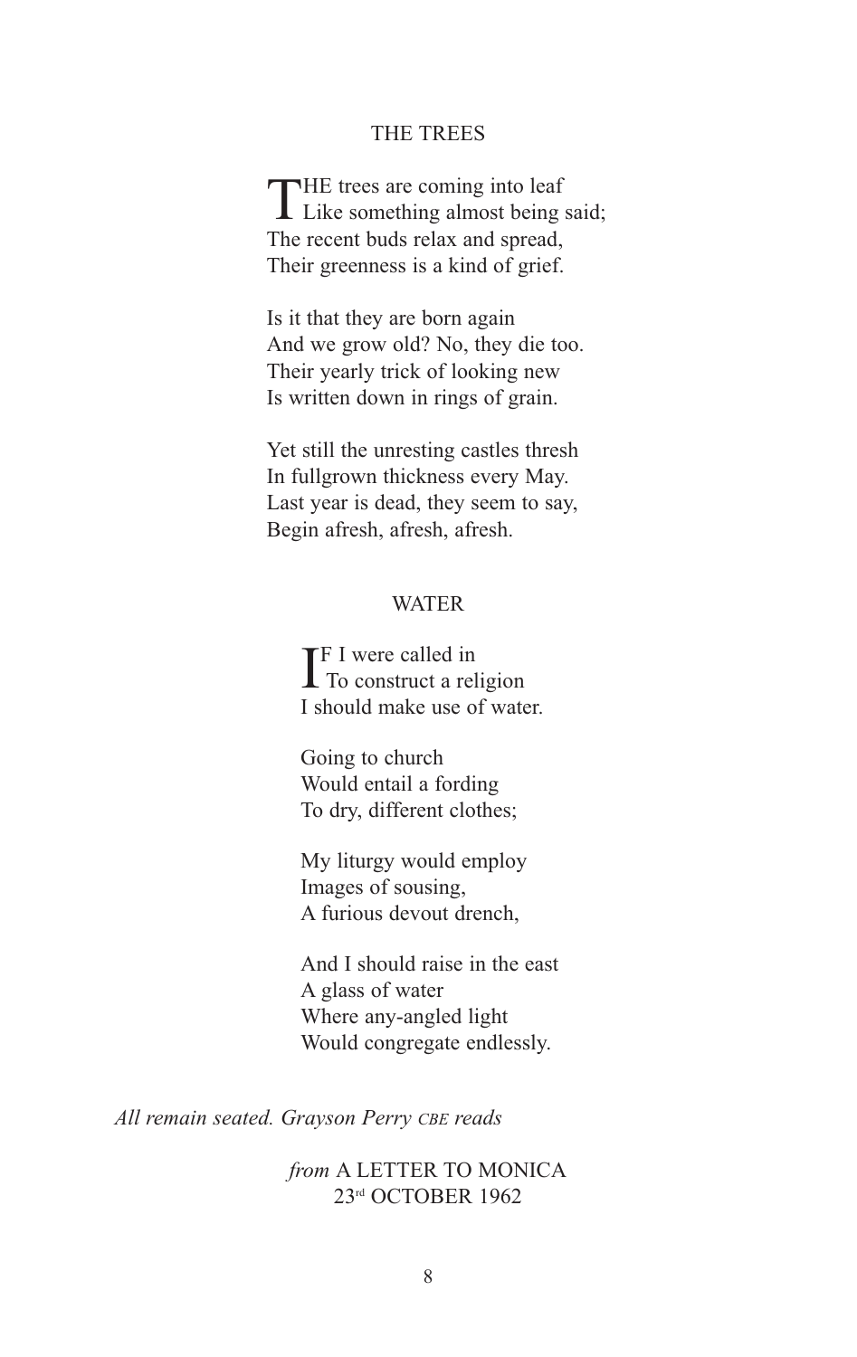## THE TREES

THE trees are coming into leaf  
Like something almost being said;  
The recent buds relax and spread,  
Their greenness is a kind of grief.

Is it that they are born again  
And we grow old? No, they die too.  
Their yearly trick of looking new  
Is written down in rings of grain.

Yet still the unresting castles thresh  
In fullgrown thickness every May.  
Last year is dead, they seem to say,  
Begin afresh, afresh, afresh.

## WATER

IF I were called in  
To construct a religion  
I should make use of water.

Going to church  
Would entail a fording  
To dry, different clothes;

My liturgy would employ  
Images of sousing,  
A furious devout drench,

And I should raise in the east  
A glass of water  
Where any-angled light  
Would congregate endlessly.

*All remain seated. Grayson Perry CBE reads*

*from* A LETTER TO MONICA  
23rd OCTOBER 1962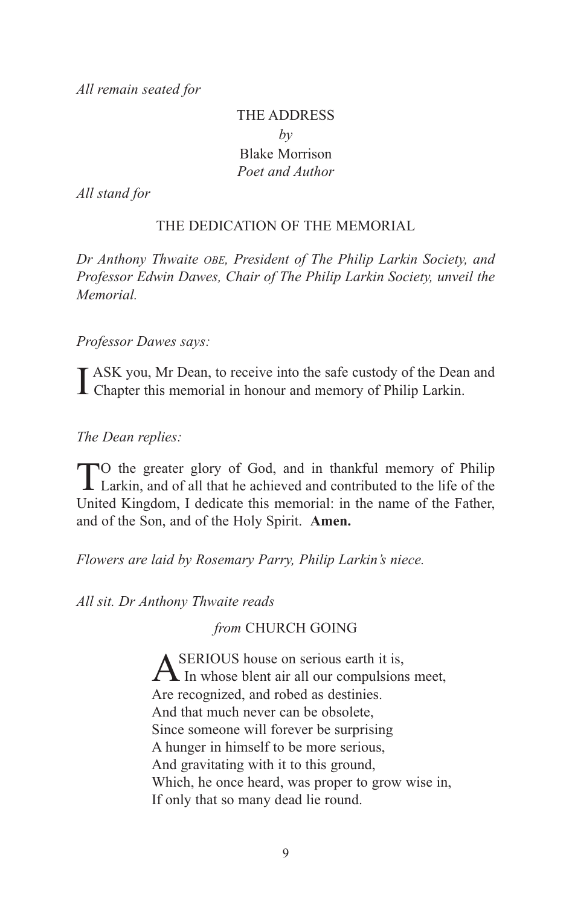*All remain seated for*

## THE ADDRESS

*by*

Blake Morrison
*Poet and Author*

*All stand for*

## THE DEDICATION OF THE MEMORIAL

*Dr Anthony Thwaite OBE, President of The Philip Larkin Society, and Professor Edwin Dawes, Chair of The Philip Larkin Society, unveil the Memorial.*

*Professor Dawes says:*

I ASK you, Mr Dean, to receive into the safe custody of the Dean and Chapter this memorial in honour and memory of Philip Larkin.

*The Dean replies:*

TO the greater glory of God, and in thankful memory of Philip Larkin, and of all that he achieved and contributed to the life of the United Kingdom, I dedicate this memorial: in the name of the Father, and of the Son, and of the Holy Spirit. **Amen.**

*Flowers are laid by Rosemary Parry, Philip Larkin's niece.*

*All sit. Dr Anthony Thwaite reads*

### *from* CHURCH GOING

A SERIOUS house on serious earth it is,
In whose blent air all our compulsions meet,
Are recognized, and robed as destinies.
And that much never can be obsolete,
Since someone will forever be surprising
A hunger in himself to be more serious,
And gravitating with it to this ground,
Which, he once heard, was proper to grow wise in,
If only that so many dead lie round.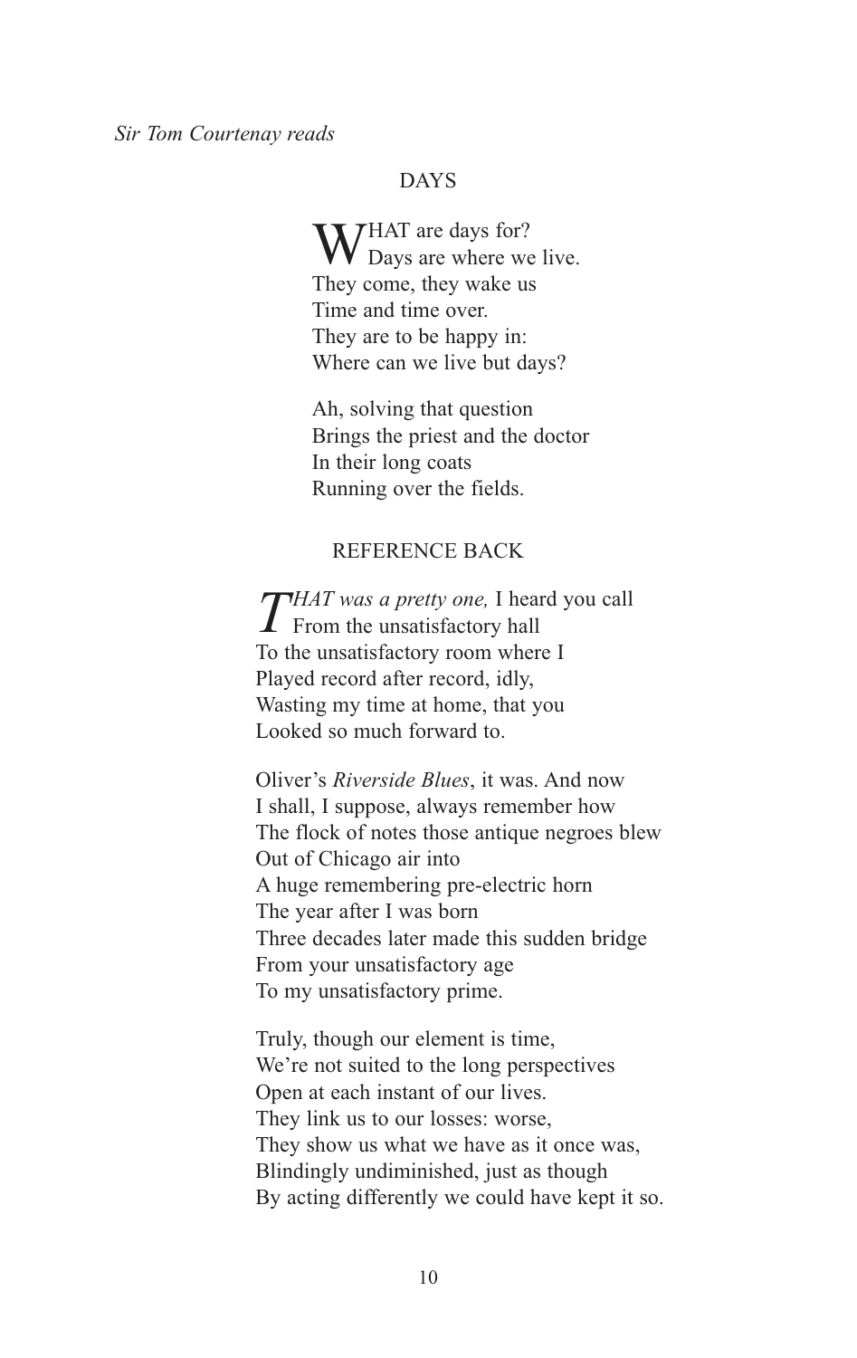*Sir Tom Courtenay reads*

## DAYS

WHAT are days for?  
Days are where we live.  
They come, they wake us  
Time and time over.  
They are to be happy in:  
Where can we live but days?

Ah, solving that question  
Brings the priest and the doctor  
In their long coats  
Running over the fields.

## REFERENCE BACK

*THAT was a pretty one,* I heard you call  
From the unsatisfactory hall  
To the unsatisfactory room where I  
Played record after record, idly,  
Wasting my time at home, that you  
Looked so much forward to.

Oliver's *Riverside Blues*, it was. And now  
I shall, I suppose, always remember how  
The flock of notes those antique negroes blew  
Out of Chicago air into  
A huge remembering pre-electric horn  
The year after I was born  
Three decades later made this sudden bridge  
From your unsatisfactory age  
To my unsatisfactory prime.

Truly, though our element is time,  
We're not suited to the long perspectives  
Open at each instant of our lives.  
They link us to our losses: worse,  
They show us what we have as it once was,  
Blindingly undiminished, just as though  
By acting differently we could have kept it so.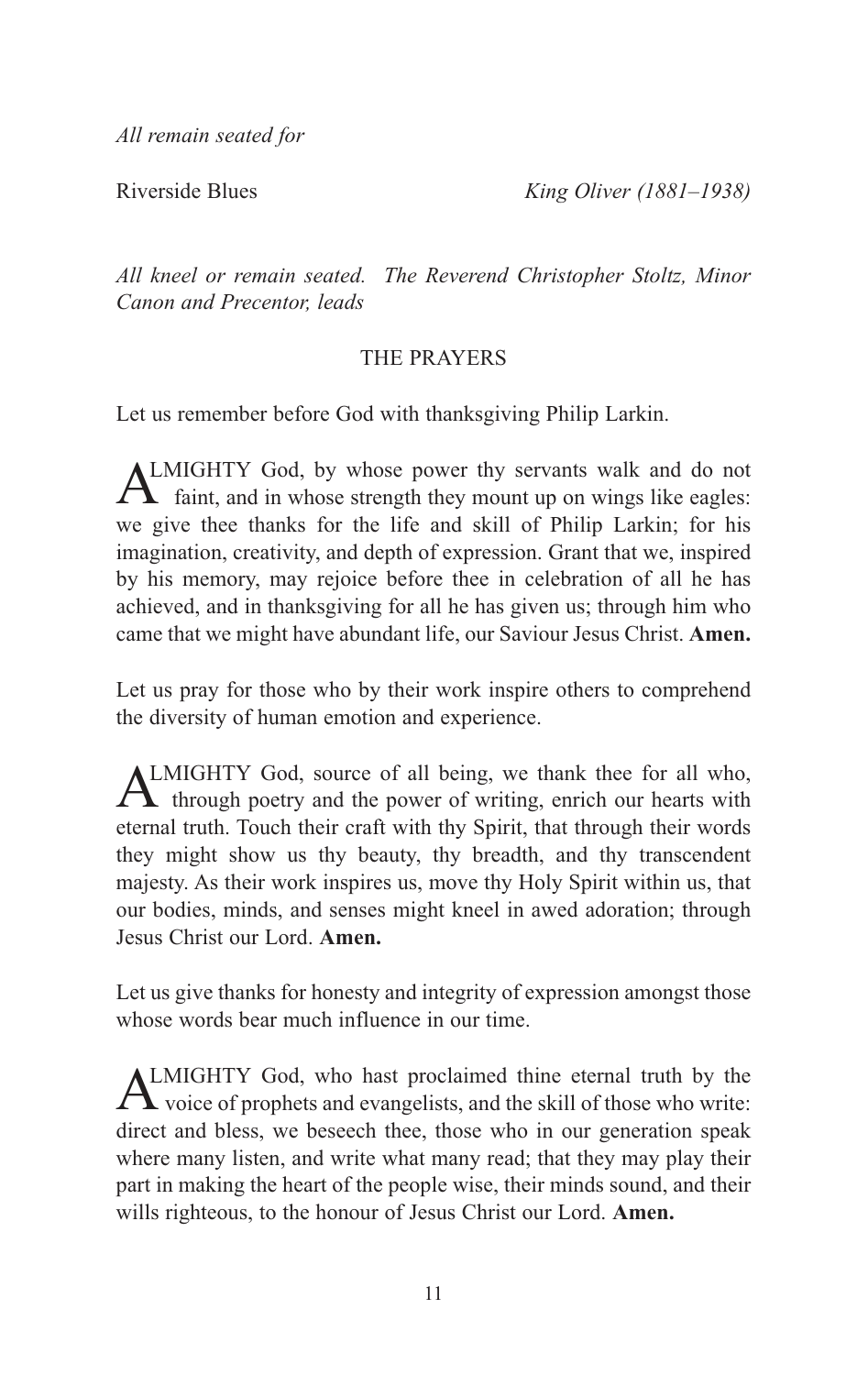*All remain seated for*

Riverside Blues *King Oliver (1881–1938)*

*All kneel or remain seated. The Reverend Christopher Stoltz, Minor Canon and Precentor, leads*

## THE PRAYERS

Let us remember before God with thanksgiving Philip Larkin.

ALMIGHTY God, by whose power thy servants walk and do not faint, and in whose strength they mount up on wings like eagles: we give thee thanks for the life and skill of Philip Larkin; for his imagination, creativity, and depth of expression. Grant that we, inspired by his memory, may rejoice before thee in celebration of all he has achieved, and in thanksgiving for all he has given us; through him who came that we might have abundant life, our Saviour Jesus Christ. **Amen.**

Let us pray for those who by their work inspire others to comprehend the diversity of human emotion and experience.

ALMIGHTY God, source of all being, we thank thee for all who, through poetry and the power of writing, enrich our hearts with eternal truth. Touch their craft with thy Spirit, that through their words they might show us thy beauty, thy breadth, and thy transcendent majesty. As their work inspires us, move thy Holy Spirit within us, that our bodies, minds, and senses might kneel in awed adoration; through Jesus Christ our Lord. **Amen.**

Let us give thanks for honesty and integrity of expression amongst those whose words bear much influence in our time.

ALMIGHTY God, who hast proclaimed thine eternal truth by the voice of prophets and evangelists, and the skill of those who write: direct and bless, we beseech thee, those who in our generation speak where many listen, and write what many read; that they may play their part in making the heart of the people wise, their minds sound, and their wills righteous, to the honour of Jesus Christ our Lord. **Amen.**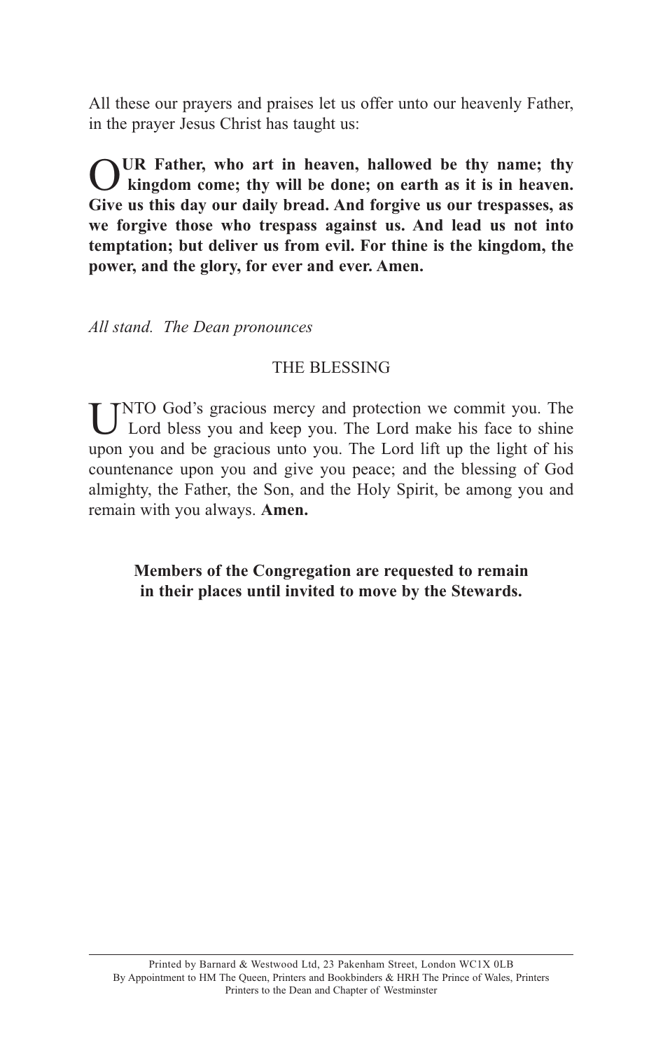All these our prayers and praises let us offer unto our heavenly Father, in the prayer Jesus Christ has taught us:

**OUR Father, who art in heaven, hallowed be thy name; thy kingdom come; thy will be done; on earth as it is in heaven. Give us this day our daily bread. And forgive us our trespasses, as we forgive those who trespass against us. And lead us not into temptation; but deliver us from evil. For thine is the kingdom, the power, and the glory, for ever and ever. Amen.**

*All stand. The Dean pronounces*

## THE BLESSING

UNTO God's gracious mercy and protection we commit you. The Lord bless you and keep you. The Lord make his face to shine upon you and be gracious unto you. The Lord lift up the light of his countenance upon you and give you peace; and the blessing of God almighty, the Father, the Son, and the Holy Spirit, be among you and remain with you always. **Amen.**

**Members of the Congregation are requested to remain in their places until invited to move by the Stewards.**

Printed by Barnard & Westwood Ltd, 23 Pakenham Street, London WC1X 0LB
By Appointment to HM The Queen, Printers and Bookbinders & HRH The Prince of Wales, Printers
Printers to the Dean and Chapter of Westminster